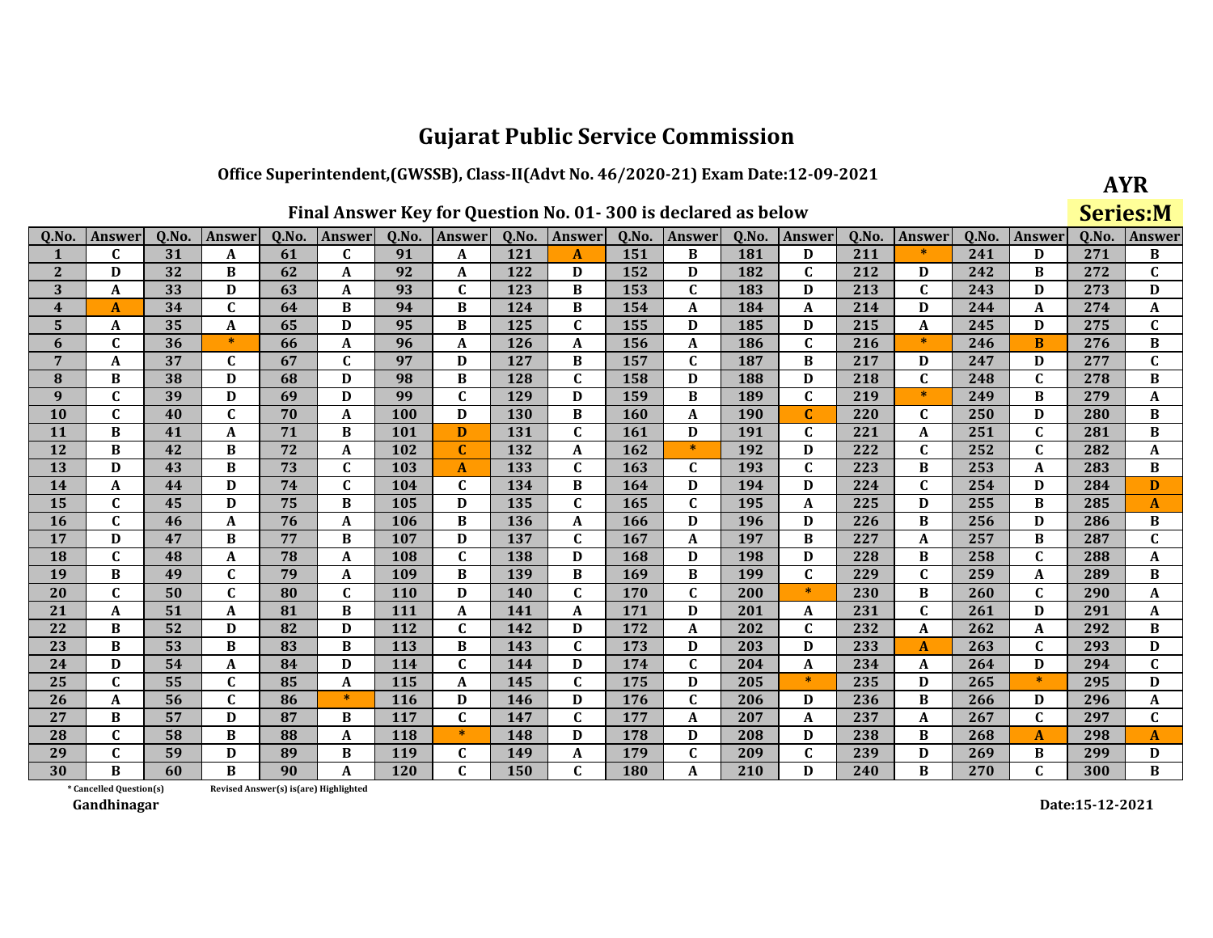# Gujarat Public Service Commission

## Office Superintendent,(GWSSB), Class-II(Advt No. 46/2020-21) Exam Date:12-09-2021

**AYR**

**Series:M**

### Final Answer Key for Question No. 01- 300 is declared as below

| Q.No. | Answer | Q.No. | Answer | Q.No. | Answer | Q.No. | Answer | Q.No. | Answer | Q.No. | Answer | Q.No. | Answer | Q.No. | Answer | Q.No. | Answer | Q.No. | Answer |
|---|---|---|---|---|---|---|---|---|---|---|---|---|---|---|---|---|---|---|---|
| 1 | C | 31 | A | 61 | C | 91 | A | 121 | A | 151 | B | 181 | D | 211 | * | 241 | D | 271 | B |
| 2 | D | 32 | B | 62 | A | 92 | A | 122 | D | 152 | D | 182 | C | 212 | D | 242 | B | 272 | C |
| 3 | A | 33 | D | 63 | A | 93 | C | 123 | B | 153 | C | 183 | D | 213 | C | 243 | D | 273 | D |
| 4 | A | 34 | C | 64 | B | 94 | B | 124 | B | 154 | A | 184 | A | 214 | D | 244 | A | 274 | A |
| 5 | A | 35 | A | 65 | D | 95 | B | 125 | C | 155 | D | 185 | D | 215 | A | 245 | D | 275 | C |
| 6 | C | 36 | * | 66 | A | 96 | A | 126 | A | 156 | A | 186 | C | 216 | * | 246 | B | 276 | B |
| 7 | A | 37 | C | 67 | C | 97 | D | 127 | B | 157 | C | 187 | B | 217 | D | 247 | D | 277 | C |
| 8 | B | 38 | D | 68 | D | 98 | B | 128 | C | 158 | D | 188 | D | 218 | C | 248 | C | 278 | B |
| 9 | C | 39 | D | 69 | D | 99 | C | 129 | D | 159 | B | 189 | C | 219 | * | 249 | B | 279 | A |
| 10 | C | 40 | C | 70 | A | 100 | D | 130 | B | 160 | A | 190 | C | 220 | C | 250 | D | 280 | B |
| 11 | B | 41 | A | 71 | B | 101 | D | 131 | C | 161 | D | 191 | C | 221 | A | 251 | C | 281 | B |
| 12 | B | 42 | B | 72 | A | 102 | C | 132 | A | 162 | * | 192 | D | 222 | C | 252 | C | 282 | A |
| 13 | D | 43 | B | 73 | C | 103 | A | 133 | C | 163 | C | 193 | C | 223 | B | 253 | A | 283 | B |
| 14 | A | 44 | D | 74 | C | 104 | C | 134 | B | 164 | D | 194 | D | 224 | C | 254 | D | 284 | D |
| 15 | C | 45 | D | 75 | B | 105 | D | 135 | C | 165 | C | 195 | A | 225 | D | 255 | B | 285 | A |
| 16 | C | 46 | A | 76 | A | 106 | B | 136 | A | 166 | D | 196 | D | 226 | B | 256 | D | 286 | B |
| 17 | D | 47 | B | 77 | B | 107 | D | 137 | C | 167 | A | 197 | B | 227 | A | 257 | B | 287 | C |
| 18 | C | 48 | A | 78 | A | 108 | C | 138 | D | 168 | D | 198 | D | 228 | B | 258 | C | 288 | A |
| 19 | B | 49 | C | 79 | A | 109 | B | 139 | B | 169 | B | 199 | C | 229 | C | 259 | A | 289 | B |
| 20 | C | 50 | C | 80 | C | 110 | D | 140 | C | 170 | C | 200 | * | 230 | B | 260 | C | 290 | A |
| 21 | A | 51 | A | 81 | B | 111 | A | 141 | A | 171 | D | 201 | A | 231 | C | 261 | D | 291 | A |
| 22 | B | 52 | D | 82 | D | 112 | C | 142 | D | 172 | A | 202 | C | 232 | A | 262 | A | 292 | B |
| 23 | B | 53 | B | 83 | B | 113 | B | 143 | C | 173 | D | 203 | D | 233 | A | 263 | C | 293 | D |
| 24 | D | 54 | A | 84 | D | 114 | C | 144 | D | 174 | C | 204 | A | 234 | A | 264 | D | 294 | C |
| 25 | C | 55 | C | 85 | A | 115 | A | 145 | C | 175 | D | 205 | * | 235 | D | 265 | * | 295 | D |
| 26 | A | 56 | C | 86 | * | 116 | D | 146 | D | 176 | C | 206 | D | 236 | B | 266 | D | 296 | A |
| 27 | B | 57 | D | 87 | B | 117 | C | 147 | C | 177 | A | 207 | A | 237 | A | 267 | C | 297 | C |
| 28 | C | 58 | B | 88 | A | 118 | * | 148 | D | 178 | D | 208 | D | 238 | B | 268 | A | 298 | A |
| 29 | C | 59 | D | 89 | B | 119 | C | 149 | A | 179 | C | 209 | C | 239 | D | 269 | B | 299 | D |
| 30 | B | 60 | B | 90 | A | 120 | C | 150 | C | 180 | A | 210 | D | 240 | B | 270 | C | 300 | B |

\* Cancelled Question(s)

Revised Answer(s) is(are) Highlighted

Gandhinagar

Date:15-12-2021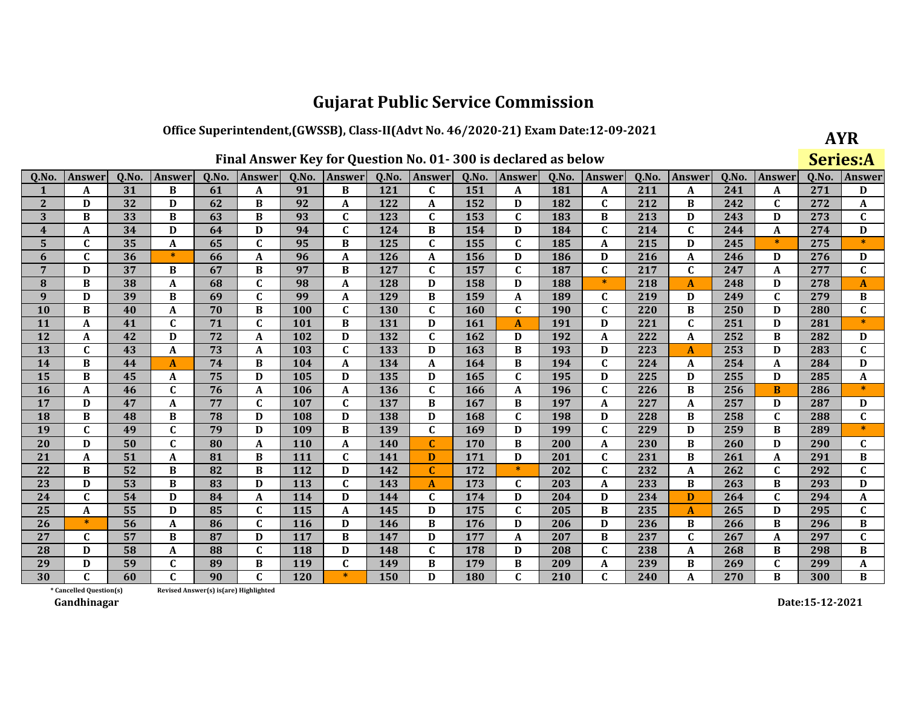# Gujarat Public Service Commission

## Office Superintendent,(GWSSB), Class-II(Advt No. 46/2020-21) Exam Date:12-09-2021

**AYR**

**Series:A**

### Final Answer Key for Question No. 01- 300 is declared as below

| Q.No. | Answer | Q.No. | Answer | Q.No. | Answer | Q.No. | Answer | Q.No. | Answer | Q.No. | Answer | Q.No. | Answer | Q.No. | Answer | Q.No. | Answer | Q.No. | Answer |
|---|---|---|---|---|---|---|---|---|---|---|---|---|---|---|---|---|---|---|---|
| 1 | A | 31 | B | 61 | A | 91 | B | 121 | C | 151 | A | 181 | A | 211 | A | 241 | A | 271 | D |
| 2 | D | 32 | D | 62 | B | 92 | A | 122 | A | 152 | D | 182 | C | 212 | B | 242 | C | 272 | A |
| 3 | B | 33 | B | 63 | B | 93 | C | 123 | C | 153 | C | 183 | B | 213 | D | 243 | D | 273 | C |
| 4 | A | 34 | D | 64 | D | 94 | C | 124 | B | 154 | D | 184 | C | 214 | C | 244 | A | 274 | D |
| 5 | C | 35 | A | 65 | C | 95 | B | 125 | C | 155 | C | 185 | A | 215 | D | 245 | * | 275 | * |
| 6 | C | 36 | * | 66 | A | 96 | A | 126 | A | 156 | D | 186 | D | 216 | A | 246 | D | 276 | D |
| 7 | D | 37 | B | 67 | B | 97 | B | 127 | C | 157 | C | 187 | C | 217 | C | 247 | A | 277 | C |
| 8 | B | 38 | A | 68 | C | 98 | A | 128 | D | 158 | D | 188 | * | 218 | A | 248 | D | 278 | A |
| 9 | D | 39 | B | 69 | C | 99 | A | 129 | B | 159 | A | 189 | C | 219 | D | 249 | C | 279 | B |
| 10 | B | 40 | A | 70 | B | 100 | C | 130 | C | 160 | C | 190 | C | 220 | B | 250 | D | 280 | C |
| 11 | A | 41 | C | 71 | C | 101 | B | 131 | D | 161 | A | 191 | D | 221 | C | 251 | D | 281 | * |
| 12 | A | 42 | D | 72 | A | 102 | D | 132 | C | 162 | D | 192 | A | 222 | A | 252 | B | 282 | D |
| 13 | C | 43 | A | 73 | A | 103 | C | 133 | D | 163 | B | 193 | D | 223 | A | 253 | D | 283 | C |
| 14 | B | 44 | A | 74 | B | 104 | A | 134 | A | 164 | B | 194 | C | 224 | A | 254 | A | 284 | D |
| 15 | B | 45 | A | 75 | D | 105 | D | 135 | D | 165 | C | 195 | D | 225 | D | 255 | D | 285 | A |
| 16 | A | 46 | C | 76 | A | 106 | A | 136 | C | 166 | A | 196 | C | 226 | B | 256 | B | 286 | * |
| 17 | D | 47 | A | 77 | C | 107 | C | 137 | B | 167 | B | 197 | A | 227 | A | 257 | D | 287 | D |
| 18 | B | 48 | B | 78 | D | 108 | D | 138 | D | 168 | C | 198 | D | 228 | B | 258 | C | 288 | C |
| 19 | C | 49 | C | 79 | D | 109 | B | 139 | C | 169 | D | 199 | C | 229 | D | 259 | B | 289 | * |
| 20 | D | 50 | C | 80 | A | 110 | A | 140 | C | 170 | B | 200 | A | 230 | B | 260 | D | 290 | C |
| 21 | A | 51 | A | 81 | B | 111 | C | 141 | D | 171 | D | 201 | C | 231 | B | 261 | A | 291 | B |
| 22 | B | 52 | B | 82 | B | 112 | D | 142 | C | 172 | * | 202 | C | 232 | A | 262 | C | 292 | C |
| 23 | D | 53 | B | 83 | D | 113 | C | 143 | A | 173 | C | 203 | A | 233 | B | 263 | B | 293 | D |
| 24 | C | 54 | D | 84 | A | 114 | D | 144 | C | 174 | D | 204 | D | 234 | D | 264 | C | 294 | A |
| 25 | A | 55 | D | 85 | C | 115 | A | 145 | D | 175 | C | 205 | B | 235 | A | 265 | D | 295 | C |
| 26 | * | 56 | A | 86 | C | 116 | D | 146 | B | 176 | D | 206 | D | 236 | B | 266 | B | 296 | B |
| 27 | C | 57 | B | 87 | D | 117 | B | 147 | D | 177 | A | 207 | B | 237 | C | 267 | A | 297 | C |
| 28 | D | 58 | A | 88 | C | 118 | D | 148 | C | 178 | D | 208 | C | 238 | A | 268 | B | 298 | B |
| 29 | D | 59 | C | 89 | B | 119 | C | 149 | B | 179 | B | 209 | A | 239 | B | 269 | C | 299 | A |
| 30 | C | 60 | C | 90 | C | 120 | * | 150 | D | 180 | C | 210 | C | 240 | A | 270 | B | 300 | B |

\* Cancelled Question(s)    Revised Answer(s) is(are) Highlighted

Gandhinagar

Date:15-12-2021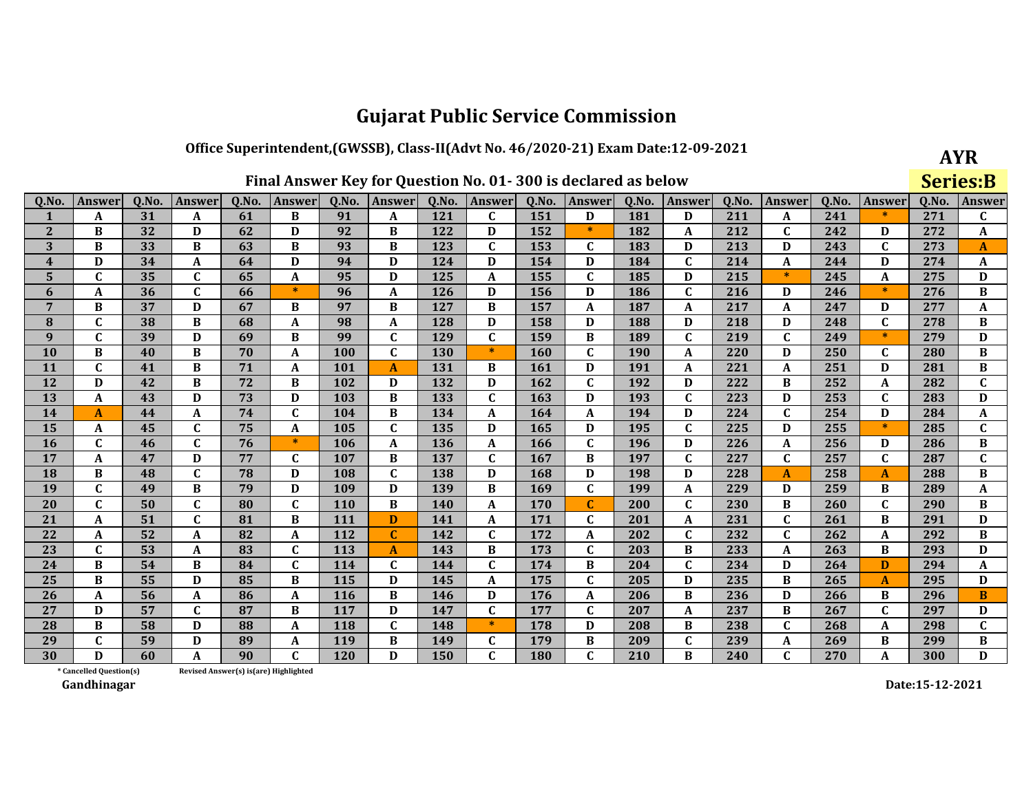# Gujarat Public Service Commission

## Office Superintendent,(GWSSB), Class-II(Advt No. 46/2020-21) Exam Date:12-09-2021

**AYR**

**Series:B**

### Final Answer Key for Question No. 01- 300 is declared as below

| Q.No. | Answer | Q.No. | Answer | Q.No. | Answer | Q.No. | Answer | Q.No. | Answer | Q.No. | Answer | Q.No. | Answer | Q.No. | Answer | Q.No. | Answer | Q.No. | Answer |
|---|---|---|---|---|---|---|---|---|---|---|---|---|---|---|---|---|---|---|---|
| 1 | A | 31 | A | 61 | B | 91 | A | 121 | C | 151 | D | 181 | D | 211 | A | 241 | * | 271 | C |
| 2 | B | 32 | D | 62 | D | 92 | B | 122 | D | 152 | * | 182 | A | 212 | C | 242 | D | 272 | A |
| 3 | B | 33 | B | 63 | B | 93 | B | 123 | C | 153 | C | 183 | D | 213 | D | 243 | C | 273 | A |
| 4 | D | 34 | A | 64 | D | 94 | D | 124 | D | 154 | D | 184 | C | 214 | A | 244 | D | 274 | A |
| 5 | C | 35 | C | 65 | A | 95 | D | 125 | A | 155 | C | 185 | D | 215 | * | 245 | A | 275 | D |
| 6 | A | 36 | C | 66 | * | 96 | A | 126 | D | 156 | D | 186 | C | 216 | D | 246 | * | 276 | B |
| 7 | B | 37 | D | 67 | B | 97 | B | 127 | B | 157 | A | 187 | A | 217 | A | 247 | D | 277 | A |
| 8 | C | 38 | B | 68 | A | 98 | A | 128 | D | 158 | D | 188 | D | 218 | D | 248 | C | 278 | B |
| 9 | C | 39 | D | 69 | B | 99 | C | 129 | C | 159 | B | 189 | C | 219 | C | 249 | * | 279 | D |
| 10 | B | 40 | B | 70 | A | 100 | C | 130 | * | 160 | C | 190 | A | 220 | D | 250 | C | 280 | B |
| 11 | C | 41 | B | 71 | A | 101 | A | 131 | B | 161 | D | 191 | A | 221 | A | 251 | D | 281 | B |
| 12 | D | 42 | B | 72 | B | 102 | D | 132 | D | 162 | C | 192 | D | 222 | B | 252 | A | 282 | C |
| 13 | A | 43 | D | 73 | D | 103 | B | 133 | C | 163 | D | 193 | C | 223 | D | 253 | C | 283 | D |
| 14 | A | 44 | A | 74 | C | 104 | B | 134 | A | 164 | A | 194 | D | 224 | C | 254 | D | 284 | A |
| 15 | A | 45 | C | 75 | A | 105 | C | 135 | D | 165 | D | 195 | C | 225 | D | 255 | * | 285 | C |
| 16 | C | 46 | C | 76 | * | 106 | A | 136 | A | 166 | C | 196 | D | 226 | A | 256 | D | 286 | B |
| 17 | A | 47 | D | 77 | C | 107 | B | 137 | C | 167 | B | 197 | C | 227 | C | 257 | C | 287 | C |
| 18 | B | 48 | C | 78 | D | 108 | C | 138 | D | 168 | D | 198 | D | 228 | A | 258 | A | 288 | B |
| 19 | C | 49 | B | 79 | D | 109 | D | 139 | B | 169 | C | 199 | A | 229 | D | 259 | B | 289 | A |
| 20 | C | 50 | C | 80 | C | 110 | B | 140 | A | 170 | C | 200 | C | 230 | B | 260 | C | 290 | B |
| 21 | A | 51 | C | 81 | B | 111 | D | 141 | A | 171 | C | 201 | A | 231 | C | 261 | B | 291 | D |
| 22 | A | 52 | A | 82 | A | 112 | C | 142 | C | 172 | A | 202 | C | 232 | C | 262 | A | 292 | B |
| 23 | C | 53 | A | 83 | C | 113 | A | 143 | B | 173 | C | 203 | B | 233 | A | 263 | B | 293 | D |
| 24 | B | 54 | B | 84 | C | 114 | C | 144 | C | 174 | B | 204 | C | 234 | D | 264 | D | 294 | A |
| 25 | B | 55 | D | 85 | B | 115 | D | 145 | A | 175 | C | 205 | D | 235 | B | 265 | A | 295 | D |
| 26 | A | 56 | A | 86 | A | 116 | B | 146 | D | 176 | A | 206 | B | 236 | D | 266 | B | 296 | B |
| 27 | D | 57 | C | 87 | B | 117 | D | 147 | C | 177 | C | 207 | A | 237 | B | 267 | C | 297 | D |
| 28 | B | 58 | D | 88 | A | 118 | C | 148 | * | 178 | D | 208 | B | 238 | C | 268 | A | 298 | C |
| 29 | C | 59 | D | 89 | A | 119 | B | 149 | C | 179 | B | 209 | C | 239 | A | 269 | B | 299 | B |
| 30 | D | 60 | A | 90 | C | 120 | D | 150 | C | 180 | C | 210 | B | 240 | C | 270 | A | 300 | D |

\* Cancelled Question(s)    Revised Answer(s) is(are) Highlighted

Gandhinagar

Date:15-12-2021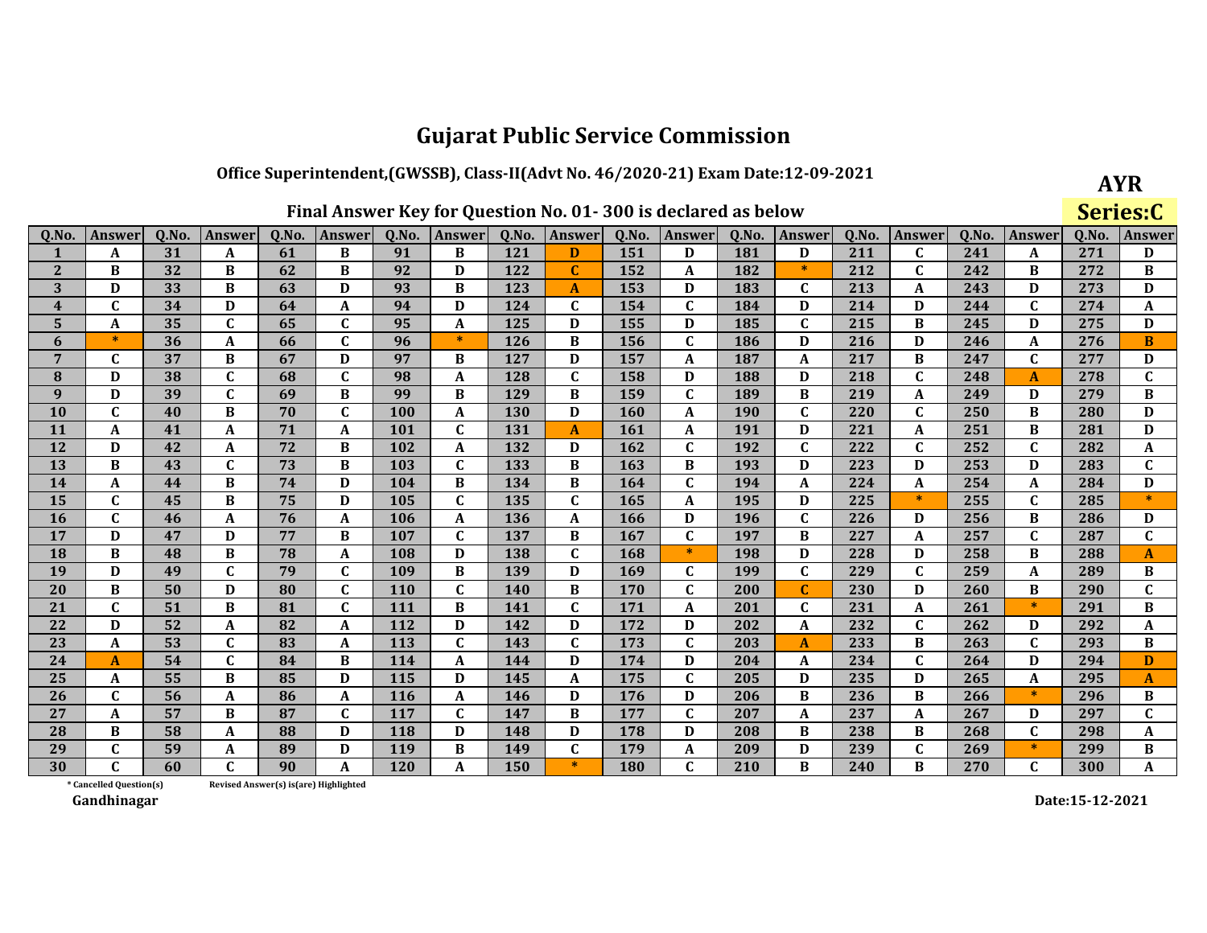# Gujarat Public Service Commission

## Office Superintendent,(GWSSB), Class-II(Advt No. 46/2020-21) Exam Date:12-09-2021

**AYR**

**Series:C**

### Final Answer Key for Question No. 01- 300 is declared as below

| Q.No. | Answer | Q.No. | Answer | Q.No. | Answer | Q.No. | Answer | Q.No. | Answer | Q.No. | Answer | Q.No. | Answer | Q.No. | Answer | Q.No. | Answer | Q.No. | Answer |
|---|---|---|---|---|---|---|---|---|---|---|---|---|---|---|---|---|---|---|---|
| 1 | A | 31 | A | 61 | B | 91 | B | 121 | D | 151 | D | 181 | D | 211 | C | 241 | A | 271 | D |
| 2 | B | 32 | B | 62 | B | 92 | D | 122 | C | 152 | A | 182 | * | 212 | C | 242 | B | 272 | B |
| 3 | D | 33 | B | 63 | D | 93 | B | 123 | A | 153 | D | 183 | C | 213 | A | 243 | D | 273 | D |
| 4 | C | 34 | D | 64 | A | 94 | D | 124 | C | 154 | C | 184 | D | 214 | D | 244 | C | 274 | A |
| 5 | A | 35 | C | 65 | C | 95 | A | 125 | D | 155 | D | 185 | C | 215 | B | 245 | D | 275 | D |
| 6 | * | 36 | A | 66 | C | 96 | * | 126 | B | 156 | C | 186 | D | 216 | D | 246 | A | 276 | B |
| 7 | C | 37 | B | 67 | D | 97 | B | 127 | D | 157 | A | 187 | A | 217 | B | 247 | C | 277 | D |
| 8 | D | 38 | C | 68 | C | 98 | A | 128 | C | 158 | D | 188 | D | 218 | C | 248 | A | 278 | C |
| 9 | D | 39 | C | 69 | B | 99 | B | 129 | B | 159 | C | 189 | B | 219 | A | 249 | D | 279 | B |
| 10 | C | 40 | B | 70 | C | 100 | A | 130 | D | 160 | A | 190 | C | 220 | C | 250 | B | 280 | D |
| 11 | A | 41 | A | 71 | A | 101 | C | 131 | A | 161 | A | 191 | D | 221 | A | 251 | B | 281 | D |
| 12 | D | 42 | A | 72 | B | 102 | A | 132 | D | 162 | C | 192 | C | 222 | C | 252 | C | 282 | A |
| 13 | B | 43 | C | 73 | B | 103 | C | 133 | B | 163 | B | 193 | D | 223 | D | 253 | D | 283 | C |
| 14 | A | 44 | B | 74 | D | 104 | B | 134 | B | 164 | C | 194 | A | 224 | A | 254 | A | 284 | D |
| 15 | C | 45 | B | 75 | D | 105 | C | 135 | C | 165 | A | 195 | D | 225 | * | 255 | C | 285 | * |
| 16 | C | 46 | A | 76 | A | 106 | A | 136 | A | 166 | D | 196 | C | 226 | D | 256 | B | 286 | D |
| 17 | D | 47 | D | 77 | B | 107 | C | 137 | B | 167 | C | 197 | B | 227 | A | 257 | C | 287 | C |
| 18 | B | 48 | B | 78 | A | 108 | D | 138 | C | 168 | * | 198 | D | 228 | D | 258 | B | 288 | A |
| 19 | D | 49 | C | 79 | C | 109 | B | 139 | D | 169 | C | 199 | C | 229 | C | 259 | A | 289 | B |
| 20 | B | 50 | D | 80 | C | 110 | C | 140 | B | 170 | C | 200 | C | 230 | D | 260 | B | 290 | C |
| 21 | C | 51 | B | 81 | C | 111 | B | 141 | C | 171 | A | 201 | C | 231 | A | 261 | * | 291 | B |
| 22 | D | 52 | A | 82 | A | 112 | D | 142 | D | 172 | D | 202 | A | 232 | C | 262 | D | 292 | A |
| 23 | A | 53 | C | 83 | A | 113 | C | 143 | C | 173 | C | 203 | A | 233 | B | 263 | C | 293 | B |
| 24 | A | 54 | C | 84 | B | 114 | A | 144 | D | 174 | D | 204 | A | 234 | C | 264 | D | 294 | D |
| 25 | A | 55 | B | 85 | D | 115 | D | 145 | A | 175 | C | 205 | D | 235 | D | 265 | A | 295 | A |
| 26 | C | 56 | A | 86 | A | 116 | A | 146 | D | 176 | D | 206 | B | 236 | B | 266 | * | 296 | B |
| 27 | A | 57 | B | 87 | C | 117 | C | 147 | B | 177 | C | 207 | A | 237 | A | 267 | D | 297 | C |
| 28 | B | 58 | A | 88 | D | 118 | D | 148 | D | 178 | D | 208 | B | 238 | B | 268 | C | 298 | A |
| 29 | C | 59 | A | 89 | D | 119 | B | 149 | C | 179 | A | 209 | D | 239 | C | 269 | * | 299 | B |
| 30 | C | 60 | C | 90 | A | 120 | A | 150 | * | 180 | C | 210 | B | 240 | B | 270 | C | 300 | A |

\* Cancelled Question(s)    Revised Answer(s) is(are) Highlighted

Gandhinagar

Date:15-12-2021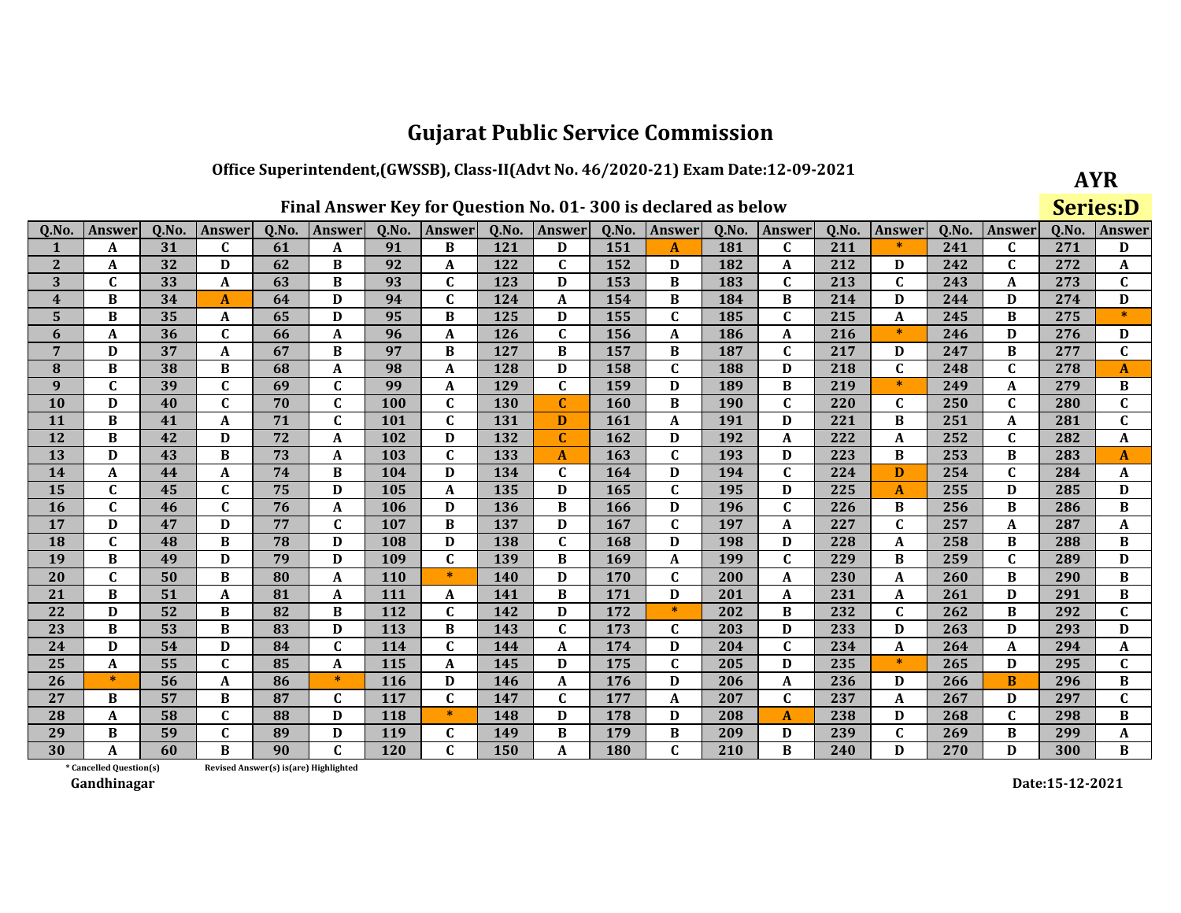# Gujarat Public Service Commission

## Office Superintendent,(GWSSB), Class-II(Advt No. 46/2020-21) Exam Date:12-09-2021

**AYR**

**Series:D**

### Final Answer Key for Question No. 01- 300 is declared as below

| Q.No. | Answer | Q.No. | Answer | Q.No. | Answer | Q.No. | Answer | Q.No. | Answer | Q.No. | Answer | Q.No. | Answer | Q.No. | Answer | Q.No. | Answer | Q.No. | Answer |
|---|---|---|---|---|---|---|---|---|---|---|---|---|---|---|---|---|---|---|---|
| 1 | A | 31 | C | 61 | A | 91 | B | 121 | D | 151 | A | 181 | C | 211 | * | 241 | C | 271 | D |
| 2 | A | 32 | D | 62 | B | 92 | A | 122 | C | 152 | D | 182 | A | 212 | D | 242 | C | 272 | A |
| 3 | C | 33 | A | 63 | B | 93 | C | 123 | D | 153 | B | 183 | C | 213 | C | 243 | A | 273 | C |
| 4 | B | 34 | A | 64 | D | 94 | C | 124 | A | 154 | B | 184 | B | 214 | D | 244 | D | 274 | D |
| 5 | B | 35 | A | 65 | D | 95 | B | 125 | D | 155 | C | 185 | C | 215 | A | 245 | B | 275 | * |
| 6 | A | 36 | C | 66 | A | 96 | A | 126 | C | 156 | A | 186 | A | 216 | * | 246 | D | 276 | D |
| 7 | D | 37 | A | 67 | B | 97 | B | 127 | B | 157 | B | 187 | C | 217 | D | 247 | B | 277 | C |
| 8 | B | 38 | B | 68 | A | 98 | A | 128 | D | 158 | C | 188 | D | 218 | C | 248 | C | 278 | A |
| 9 | C | 39 | C | 69 | C | 99 | A | 129 | C | 159 | D | 189 | B | 219 | * | 249 | A | 279 | B |
| 10 | D | 40 | C | 70 | C | 100 | C | 130 | C | 160 | B | 190 | C | 220 | C | 250 | C | 280 | C |
| 11 | B | 41 | A | 71 | C | 101 | C | 131 | D | 161 | A | 191 | D | 221 | B | 251 | A | 281 | C |
| 12 | B | 42 | D | 72 | A | 102 | D | 132 | C | 162 | D | 192 | A | 222 | A | 252 | C | 282 | A |
| 13 | D | 43 | B | 73 | A | 103 | C | 133 | A | 163 | C | 193 | D | 223 | B | 253 | B | 283 | A |
| 14 | A | 44 | A | 74 | B | 104 | D | 134 | C | 164 | D | 194 | C | 224 | D | 254 | C | 284 | A |
| 15 | C | 45 | C | 75 | D | 105 | A | 135 | D | 165 | C | 195 | D | 225 | A | 255 | D | 285 | D |
| 16 | C | 46 | C | 76 | A | 106 | D | 136 | B | 166 | D | 196 | C | 226 | B | 256 | B | 286 | B |
| 17 | D | 47 | D | 77 | C | 107 | B | 137 | D | 167 | C | 197 | A | 227 | C | 257 | A | 287 | A |
| 18 | C | 48 | B | 78 | D | 108 | D | 138 | C | 168 | D | 198 | D | 228 | A | 258 | B | 288 | B |
| 19 | B | 49 | D | 79 | D | 109 | C | 139 | B | 169 | A | 199 | C | 229 | B | 259 | C | 289 | D |
| 20 | C | 50 | B | 80 | A | 110 | * | 140 | D | 170 | C | 200 | A | 230 | A | 260 | B | 290 | B |
| 21 | B | 51 | A | 81 | A | 111 | A | 141 | B | 171 | D | 201 | A | 231 | A | 261 | D | 291 | B |
| 22 | D | 52 | B | 82 | B | 112 | C | 142 | D | 172 | * | 202 | B | 232 | C | 262 | B | 292 | C |
| 23 | B | 53 | B | 83 | D | 113 | B | 143 | C | 173 | C | 203 | D | 233 | D | 263 | D | 293 | D |
| 24 | D | 54 | D | 84 | C | 114 | C | 144 | A | 174 | D | 204 | C | 234 | A | 264 | A | 294 | A |
| 25 | A | 55 | C | 85 | A | 115 | A | 145 | D | 175 | C | 205 | D | 235 | * | 265 | D | 295 | C |
| 26 | * | 56 | A | 86 | * | 116 | D | 146 | A | 176 | D | 206 | A | 236 | D | 266 | B | 296 | B |
| 27 | B | 57 | B | 87 | C | 117 | C | 147 | C | 177 | A | 207 | C | 237 | A | 267 | D | 297 | C |
| 28 | A | 58 | C | 88 | D | 118 | * | 148 | D | 178 | D | 208 | A | 238 | D | 268 | C | 298 | B |
| 29 | B | 59 | C | 89 | D | 119 | C | 149 | B | 179 | B | 209 | D | 239 | C | 269 | B | 299 | A |
| 30 | A | 60 | B | 90 | C | 120 | C | 150 | A | 180 | C | 210 | B | 240 | D | 270 | D | 300 | B |

\* Cancelled Question(s)

Revised Answer(s) is(are) Highlighted

Gandhinagar

Date:15-12-2021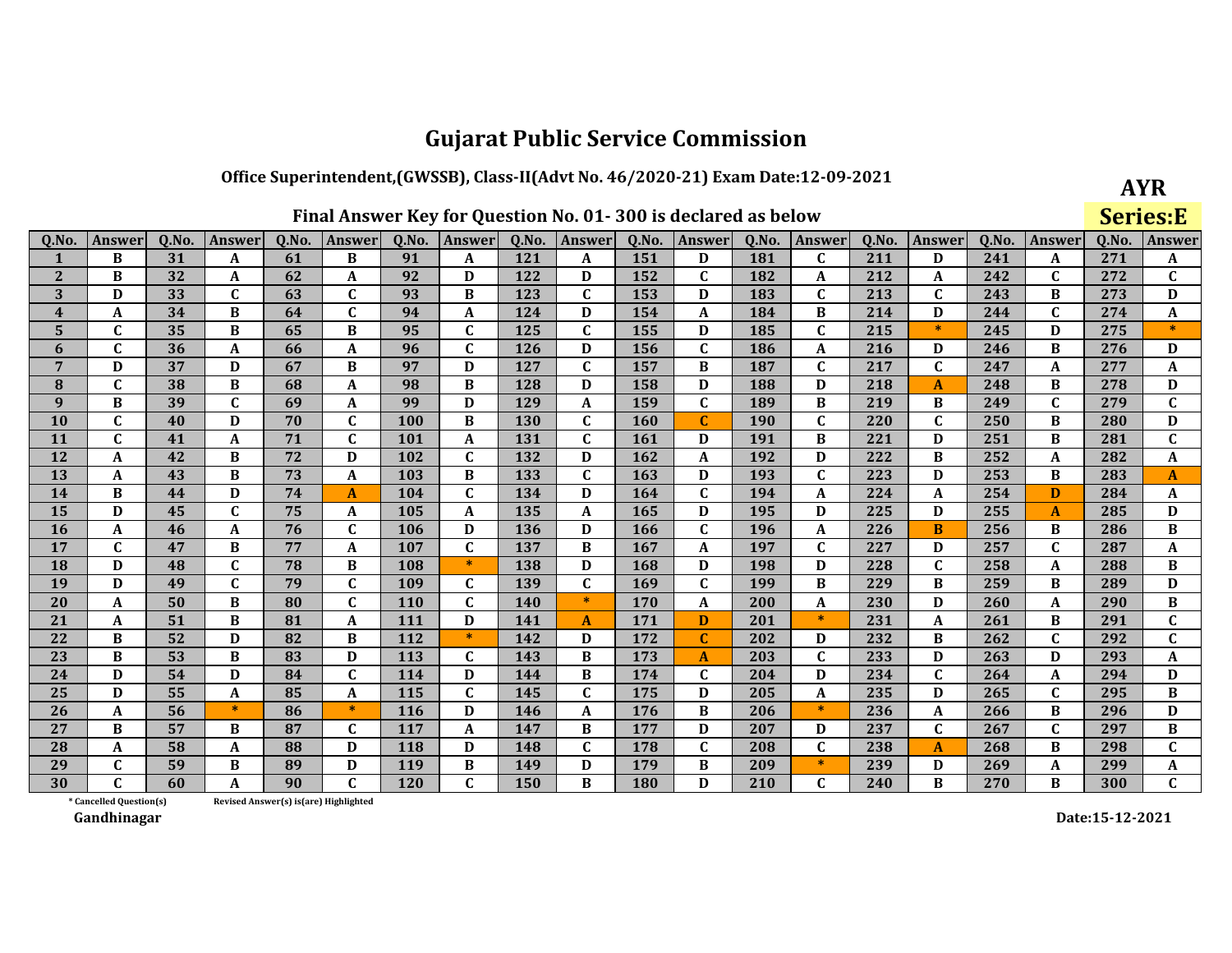# Gujarat Public Service Commission

## Office Superintendent,(GWSSB), Class-II(Advt No. 46/2020-21) Exam Date:12-09-2021

**AYR**

**Series:E**

### Final Answer Key for Question No. 01- 300 is declared as below

| Q.No. | Answer | Q.No. | Answer | Q.No. | Answer | Q.No. | Answer | Q.No. | Answer | Q.No. | Answer | Q.No. | Answer | Q.No. | Answer | Q.No. | Answer | Q.No. | Answer |
|---|---|---|---|---|---|---|---|---|---|---|---|---|---|---|---|---|---|---|---|
| 1 | B | 31 | A | 61 | B | 91 | A | 121 | A | 151 | D | 181 | C | 211 | D | 241 | A | 271 | A |
| 2 | B | 32 | A | 62 | A | 92 | D | 122 | D | 152 | C | 182 | A | 212 | A | 242 | C | 272 | C |
| 3 | D | 33 | C | 63 | C | 93 | B | 123 | C | 153 | D | 183 | C | 213 | C | 243 | B | 273 | D |
| 4 | A | 34 | B | 64 | C | 94 | A | 124 | D | 154 | A | 184 | B | 214 | D | 244 | C | 274 | A |
| 5 | C | 35 | B | 65 | B | 95 | C | 125 | C | 155 | D | 185 | C | 215 | * | 245 | D | 275 | * |
| 6 | C | 36 | A | 66 | A | 96 | C | 126 | D | 156 | C | 186 | A | 216 | D | 246 | B | 276 | D |
| 7 | D | 37 | D | 67 | B | 97 | D | 127 | C | 157 | B | 187 | C | 217 | C | 247 | A | 277 | A |
| 8 | C | 38 | B | 68 | A | 98 | B | 128 | D | 158 | D | 188 | D | 218 | A | 248 | B | 278 | D |
| 9 | B | 39 | C | 69 | A | 99 | D | 129 | A | 159 | C | 189 | B | 219 | B | 249 | C | 279 | C |
| 10 | C | 40 | D | 70 | C | 100 | B | 130 | C | 160 | C | 190 | C | 220 | C | 250 | B | 280 | D |
| 11 | C | 41 | A | 71 | C | 101 | A | 131 | C | 161 | D | 191 | B | 221 | D | 251 | B | 281 | C |
| 12 | A | 42 | B | 72 | D | 102 | C | 132 | D | 162 | A | 192 | D | 222 | B | 252 | A | 282 | A |
| 13 | A | 43 | B | 73 | A | 103 | B | 133 | C | 163 | D | 193 | C | 223 | D | 253 | B | 283 | A |
| 14 | B | 44 | D | 74 | A | 104 | C | 134 | D | 164 | C | 194 | A | 224 | A | 254 | D | 284 | A |
| 15 | D | 45 | C | 75 | A | 105 | A | 135 | A | 165 | D | 195 | D | 225 | D | 255 | A | 285 | D |
| 16 | A | 46 | A | 76 | C | 106 | D | 136 | D | 166 | C | 196 | A | 226 | B | 256 | B | 286 | B |
| 17 | C | 47 | B | 77 | A | 107 | C | 137 | B | 167 | A | 197 | C | 227 | D | 257 | C | 287 | A |
| 18 | D | 48 | C | 78 | B | 108 | * | 138 | D | 168 | D | 198 | D | 228 | C | 258 | A | 288 | B |
| 19 | D | 49 | C | 79 | C | 109 | C | 139 | C | 169 | C | 199 | B | 229 | B | 259 | B | 289 | D |
| 20 | A | 50 | B | 80 | C | 110 | C | 140 | * | 170 | A | 200 | A | 230 | D | 260 | A | 290 | B |
| 21 | A | 51 | B | 81 | A | 111 | D | 141 | A | 171 | D | 201 | * | 231 | A | 261 | B | 291 | C |
| 22 | B | 52 | D | 82 | B | 112 | * | 142 | D | 172 | C | 202 | D | 232 | B | 262 | C | 292 | C |
| 23 | B | 53 | B | 83 | D | 113 | C | 143 | B | 173 | A | 203 | C | 233 | D | 263 | D | 293 | A |
| 24 | D | 54 | D | 84 | C | 114 | D | 144 | B | 174 | C | 204 | D | 234 | C | 264 | A | 294 | D |
| 25 | D | 55 | A | 85 | A | 115 | C | 145 | C | 175 | D | 205 | A | 235 | D | 265 | C | 295 | B |
| 26 | A | 56 | * | 86 | * | 116 | D | 146 | A | 176 | B | 206 | * | 236 | A | 266 | B | 296 | D |
| 27 | B | 57 | B | 87 | C | 117 | A | 147 | B | 177 | D | 207 | D | 237 | C | 267 | C | 297 | B |
| 28 | A | 58 | A | 88 | D | 118 | D | 148 | C | 178 | C | 208 | C | 238 | A | 268 | B | 298 | C |
| 29 | C | 59 | B | 89 | D | 119 | B | 149 | D | 179 | B | 209 | * | 239 | D | 269 | A | 299 | A |
| 30 | C | 60 | A | 90 | C | 120 | C | 150 | B | 180 | D | 210 | C | 240 | B | 270 | B | 300 | C |

\* Cancelled Question(s)  Revised Answer(s) is(are) Highlighted

Gandhinagar

Date:15-12-2021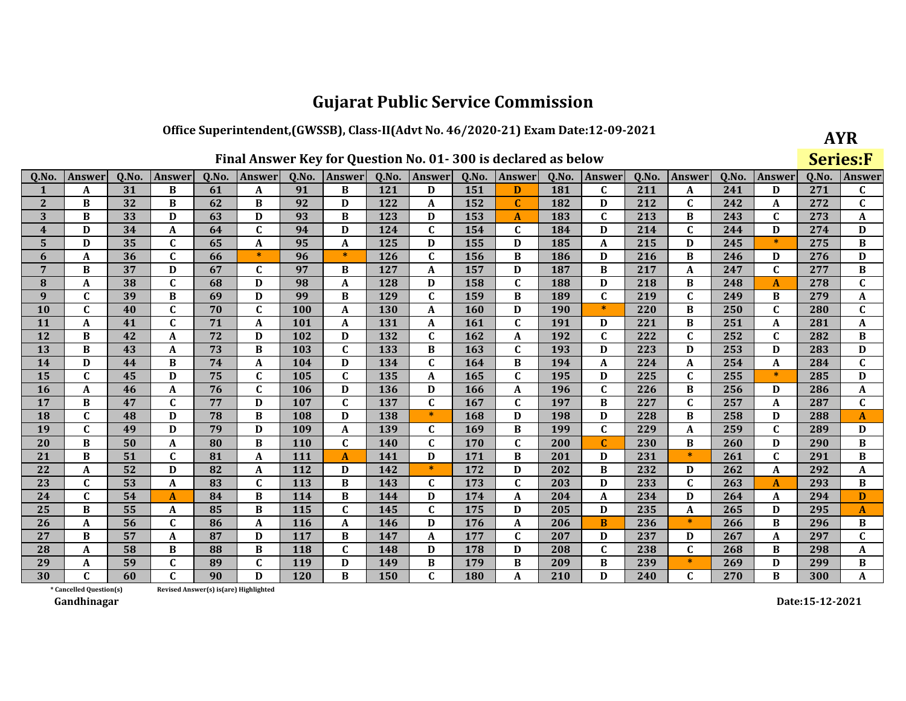# Gujarat Public Service Commission

## Office Superintendent,(GWSSB), Class-II(Advt No. 46/2020-21) Exam Date:12-09-2021

**AYR**

**Series:F**

### Final Answer Key for Question No. 01- 300 is declared as below

| Q.No. | Answer | Q.No. | Answer | Q.No. | Answer | Q.No. | Answer | Q.No. | Answer | Q.No. | Answer | Q.No. | Answer | Q.No. | Answer | Q.No. | Answer | Q.No. | Answer |
|---|---|---|---|---|---|---|---|---|---|---|---|---|---|---|---|---|---|---|---|
| 1 | A | 31 | B | 61 | A | 91 | B | 121 | D | 151 | D | 181 | C | 211 | A | 241 | D | 271 | C |
| 2 | B | 32 | B | 62 | B | 92 | D | 122 | A | 152 | C | 182 | D | 212 | C | 242 | A | 272 | C |
| 3 | B | 33 | D | 63 | D | 93 | B | 123 | D | 153 | A | 183 | C | 213 | B | 243 | C | 273 | A |
| 4 | D | 34 | A | 64 | C | 94 | D | 124 | C | 154 | C | 184 | D | 214 | C | 244 | D | 274 | D |
| 5 | D | 35 | C | 65 | A | 95 | A | 125 | D | 155 | D | 185 | A | 215 | D | 245 | * | 275 | B |
| 6 | A | 36 | C | 66 | * | 96 | * | 126 | C | 156 | B | 186 | D | 216 | B | 246 | D | 276 | D |
| 7 | B | 37 | D | 67 | C | 97 | B | 127 | A | 157 | D | 187 | B | 217 | A | 247 | C | 277 | B |
| 8 | A | 38 | C | 68 | D | 98 | A | 128 | D | 158 | C | 188 | D | 218 | B | 248 | A | 278 | C |
| 9 | C | 39 | B | 69 | D | 99 | B | 129 | C | 159 | B | 189 | C | 219 | C | 249 | B | 279 | A |
| 10 | C | 40 | C | 70 | C | 100 | A | 130 | A | 160 | D | 190 | * | 220 | B | 250 | C | 280 | C |
| 11 | A | 41 | C | 71 | A | 101 | A | 131 | A | 161 | C | 191 | D | 221 | B | 251 | A | 281 | A |
| 12 | B | 42 | A | 72 | D | 102 | D | 132 | C | 162 | A | 192 | C | 222 | C | 252 | C | 282 | B |
| 13 | B | 43 | A | 73 | B | 103 | C | 133 | B | 163 | C | 193 | D | 223 | D | 253 | D | 283 | D |
| 14 | D | 44 | B | 74 | A | 104 | D | 134 | C | 164 | B | 194 | A | 224 | A | 254 | A | 284 | C |
| 15 | C | 45 | D | 75 | C | 105 | C | 135 | A | 165 | C | 195 | D | 225 | C | 255 | * | 285 | D |
| 16 | A | 46 | A | 76 | C | 106 | D | 136 | D | 166 | A | 196 | C | 226 | B | 256 | D | 286 | A |
| 17 | B | 47 | C | 77 | D | 107 | C | 137 | C | 167 | C | 197 | B | 227 | C | 257 | A | 287 | C |
| 18 | C | 48 | D | 78 | B | 108 | D | 138 | * | 168 | D | 198 | D | 228 | B | 258 | D | 288 | A |
| 19 | C | 49 | D | 79 | D | 109 | A | 139 | C | 169 | B | 199 | C | 229 | A | 259 | C | 289 | D |
| 20 | B | 50 | A | 80 | B | 110 | C | 140 | C | 170 | C | 200 | C | 230 | B | 260 | D | 290 | B |
| 21 | B | 51 | C | 81 | A | 111 | A | 141 | D | 171 | B | 201 | D | 231 | * | 261 | C | 291 | B |
| 22 | A | 52 | D | 82 | A | 112 | D | 142 | * | 172 | D | 202 | B | 232 | D | 262 | A | 292 | A |
| 23 | C | 53 | A | 83 | C | 113 | B | 143 | C | 173 | C | 203 | D | 233 | C | 263 | A | 293 | B |
| 24 | C | 54 | A | 84 | B | 114 | B | 144 | D | 174 | A | 204 | A | 234 | D | 264 | A | 294 | D |
| 25 | B | 55 | A | 85 | B | 115 | C | 145 | C | 175 | D | 205 | D | 235 | A | 265 | D | 295 | A |
| 26 | A | 56 | C | 86 | A | 116 | A | 146 | D | 176 | A | 206 | B | 236 | * | 266 | B | 296 | B |
| 27 | B | 57 | A | 87 | D | 117 | B | 147 | A | 177 | C | 207 | D | 237 | D | 267 | A | 297 | C |
| 28 | A | 58 | B | 88 | B | 118 | C | 148 | D | 178 | D | 208 | C | 238 | C | 268 | B | 298 | A |
| 29 | A | 59 | C | 89 | C | 119 | D | 149 | B | 179 | B | 209 | B | 239 | * | 269 | D | 299 | B |
| 30 | C | 60 | C | 90 | D | 120 | B | 150 | C | 180 | A | 210 | D | 240 | C | 270 | B | 300 | A |

\* Cancelled Question(s)    Revised Answer(s) is(are) Highlighted

Gandhinagar

Date:15-12-2021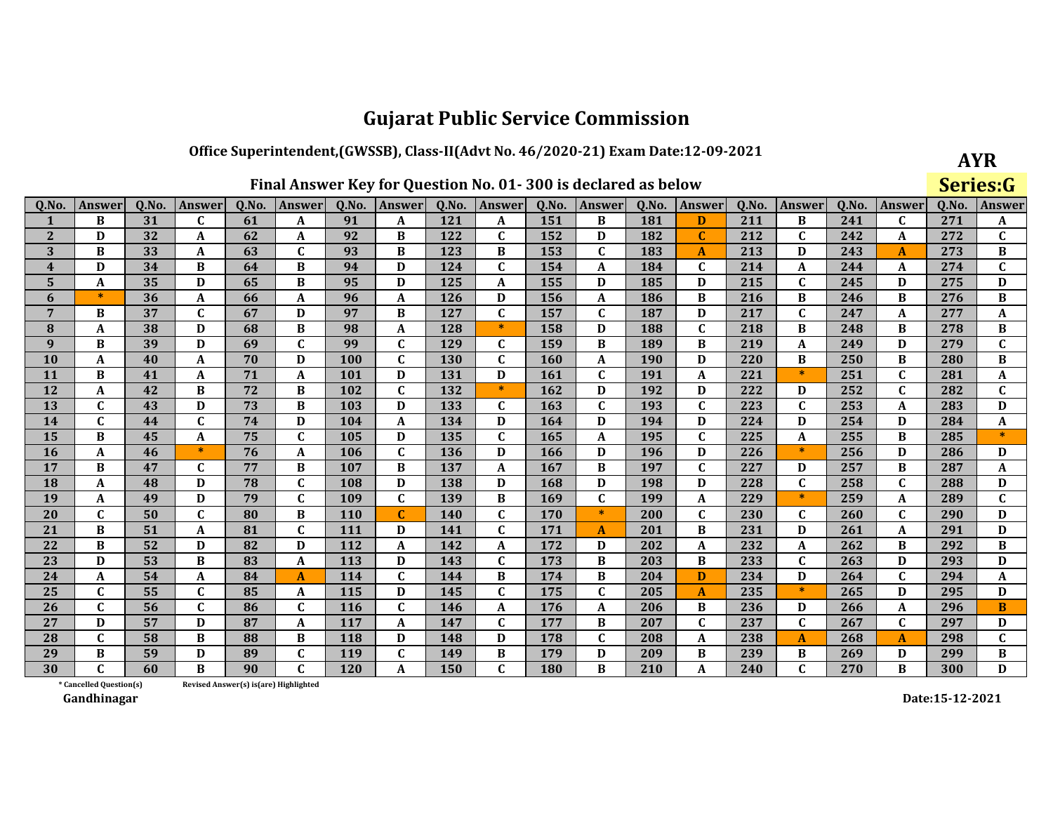# Gujarat Public Service Commission

## Office Superintendent,(GWSSB), Class-II(Advt No. 46/2020-21) Exam Date:12-09-2021

**AYR**

**Series:G**

### Final Answer Key for Question No. 01- 300 is declared as below

| Q.No. | Answer | Q.No. | Answer | Q.No. | Answer | Q.No. | Answer | Q.No. | Answer | Q.No. | Answer | Q.No. | Answer | Q.No. | Answer | Q.No. | Answer | Q.No. | Answer |
|---|---|---|---|---|---|---|---|---|---|---|---|---|---|---|---|---|---|---|---|
| 1 | B | 31 | C | 61 | A | 91 | A | 121 | A | 151 | B | 181 | D | 211 | B | 241 | C | 271 | A |
| 2 | D | 32 | A | 62 | A | 92 | B | 122 | C | 152 | D | 182 | C | 212 | C | 242 | A | 272 | C |
| 3 | B | 33 | A | 63 | C | 93 | B | 123 | B | 153 | C | 183 | A | 213 | D | 243 | A | 273 | B |
| 4 | D | 34 | B | 64 | B | 94 | D | 124 | C | 154 | A | 184 | C | 214 | A | 244 | A | 274 | C |
| 5 | A | 35 | D | 65 | B | 95 | D | 125 | A | 155 | D | 185 | D | 215 | C | 245 | D | 275 | D |
| 6 | * | 36 | A | 66 | A | 96 | A | 126 | D | 156 | A | 186 | B | 216 | B | 246 | B | 276 | B |
| 7 | B | 37 | C | 67 | D | 97 | B | 127 | C | 157 | C | 187 | D | 217 | C | 247 | A | 277 | A |
| 8 | A | 38 | D | 68 | B | 98 | A | 128 | * | 158 | D | 188 | C | 218 | B | 248 | B | 278 | B |
| 9 | B | 39 | D | 69 | C | 99 | C | 129 | C | 159 | B | 189 | B | 219 | A | 249 | D | 279 | C |
| 10 | A | 40 | A | 70 | D | 100 | C | 130 | C | 160 | A | 190 | D | 220 | B | 250 | B | 280 | B |
| 11 | B | 41 | A | 71 | A | 101 | D | 131 | D | 161 | C | 191 | A | 221 | * | 251 | C | 281 | A |
| 12 | A | 42 | B | 72 | B | 102 | C | 132 | * | 162 | D | 192 | D | 222 | D | 252 | C | 282 | C |
| 13 | C | 43 | D | 73 | B | 103 | D | 133 | C | 163 | C | 193 | C | 223 | C | 253 | A | 283 | D |
| 14 | C | 44 | C | 74 | D | 104 | A | 134 | D | 164 | D | 194 | D | 224 | D | 254 | D | 284 | A |
| 15 | B | 45 | A | 75 | C | 105 | D | 135 | C | 165 | A | 195 | C | 225 | A | 255 | B | 285 | * |
| 16 | A | 46 | * | 76 | A | 106 | C | 136 | D | 166 | D | 196 | D | 226 | * | 256 | D | 286 | D |
| 17 | B | 47 | C | 77 | B | 107 | B | 137 | A | 167 | B | 197 | C | 227 | D | 257 | B | 287 | A |
| 18 | A | 48 | D | 78 | C | 108 | D | 138 | D | 168 | D | 198 | D | 228 | C | 258 | C | 288 | D |
| 19 | A | 49 | D | 79 | C | 109 | C | 139 | B | 169 | C | 199 | A | 229 | * | 259 | A | 289 | C |
| 20 | C | 50 | C | 80 | B | 110 | C | 140 | C | 170 | * | 200 | C | 230 | C | 260 | C | 290 | D |
| 21 | B | 51 | A | 81 | C | 111 | D | 141 | C | 171 | A | 201 | B | 231 | D | 261 | A | 291 | D |
| 22 | B | 52 | D | 82 | D | 112 | A | 142 | A | 172 | D | 202 | A | 232 | A | 262 | B | 292 | B |
| 23 | D | 53 | B | 83 | A | 113 | D | 143 | C | 173 | B | 203 | B | 233 | C | 263 | D | 293 | D |
| 24 | A | 54 | A | 84 | A | 114 | C | 144 | B | 174 | B | 204 | D | 234 | D | 264 | C | 294 | A |
| 25 | C | 55 | C | 85 | A | 115 | D | 145 | C | 175 | C | 205 | A | 235 | * | 265 | D | 295 | D |
| 26 | C | 56 | C | 86 | C | 116 | C | 146 | A | 176 | A | 206 | B | 236 | D | 266 | A | 296 | B |
| 27 | D | 57 | D | 87 | A | 117 | A | 147 | C | 177 | B | 207 | C | 237 | C | 267 | C | 297 | D |
| 28 | C | 58 | B | 88 | B | 118 | D | 148 | D | 178 | C | 208 | A | 238 | A | 268 | A | 298 | C |
| 29 | B | 59 | D | 89 | C | 119 | C | 149 | B | 179 | D | 209 | B | 239 | B | 269 | D | 299 | B |
| 30 | C | 60 | B | 90 | C | 120 | A | 150 | C | 180 | B | 210 | A | 240 | C | 270 | B | 300 | D |

\* Cancelled Question(s)

Revised Answer(s) is(are) Highlighted

Gandhinagar

Date:15-12-2021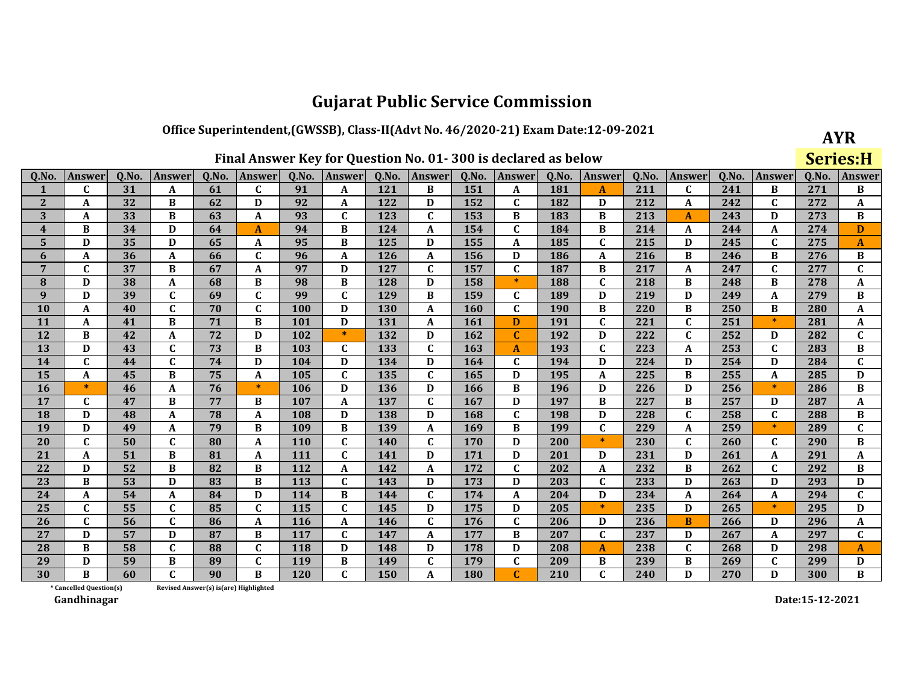# Gujarat Public Service Commission

## Office Superintendent,(GWSSB), Class-II(Advt No. 46/2020-21) Exam Date:12-09-2021

**AYR**

**Series:H**

### Final Answer Key for Question No. 01- 300 is declared as below

| Q.No. | Answer | Q.No. | Answer | Q.No. | Answer | Q.No. | Answer | Q.No. | Answer | Q.No. | Answer | Q.No. | Answer | Q.No. | Answer | Q.No. | Answer | Q.No. | Answer |
|---|---|---|---|---|---|---|---|---|---|---|---|---|---|---|---|---|---|---|---|
| 1 | C | 31 | A | 61 | C | 91 | A | 121 | B | 151 | A | 181 | A | 211 | C | 241 | B | 271 | B |
| 2 | A | 32 | B | 62 | D | 92 | A | 122 | D | 152 | C | 182 | D | 212 | A | 242 | C | 272 | A |
| 3 | A | 33 | B | 63 | A | 93 | C | 123 | C | 153 | B | 183 | B | 213 | A | 243 | D | 273 | B |
| 4 | B | 34 | D | 64 | A | 94 | B | 124 | A | 154 | C | 184 | B | 214 | A | 244 | A | 274 | D |
| 5 | D | 35 | D | 65 | A | 95 | B | 125 | D | 155 | A | 185 | C | 215 | D | 245 | C | 275 | A |
| 6 | A | 36 | A | 66 | C | 96 | A | 126 | A | 156 | D | 186 | A | 216 | B | 246 | B | 276 | B |
| 7 | C | 37 | B | 67 | A | 97 | D | 127 | C | 157 | C | 187 | B | 217 | A | 247 | C | 277 | C |
| 8 | D | 38 | A | 68 | B | 98 | B | 128 | D | 158 | * | 188 | C | 218 | B | 248 | B | 278 | A |
| 9 | D | 39 | C | 69 | C | 99 | C | 129 | B | 159 | C | 189 | D | 219 | D | 249 | A | 279 | B |
| 10 | A | 40 | C | 70 | C | 100 | D | 130 | A | 160 | C | 190 | B | 220 | B | 250 | B | 280 | A |
| 11 | A | 41 | B | 71 | B | 101 | D | 131 | A | 161 | D | 191 | C | 221 | C | 251 | * | 281 | A |
| 12 | B | 42 | A | 72 | D | 102 | * | 132 | D | 162 | C | 192 | D | 222 | C | 252 | D | 282 | C |
| 13 | D | 43 | C | 73 | B | 103 | C | 133 | C | 163 | A | 193 | C | 223 | A | 253 | C | 283 | B |
| 14 | C | 44 | C | 74 | D | 104 | D | 134 | D | 164 | C | 194 | D | 224 | D | 254 | D | 284 | C |
| 15 | A | 45 | B | 75 | A | 105 | C | 135 | C | 165 | D | 195 | A | 225 | B | 255 | A | 285 | D |
| 16 | * | 46 | A | 76 | * | 106 | D | 136 | D | 166 | B | 196 | D | 226 | D | 256 | * | 286 | B |
| 17 | C | 47 | B | 77 | B | 107 | A | 137 | C | 167 | D | 197 | B | 227 | B | 257 | D | 287 | A |
| 18 | D | 48 | A | 78 | A | 108 | D | 138 | D | 168 | C | 198 | D | 228 | C | 258 | C | 288 | B |
| 19 | D | 49 | A | 79 | B | 109 | B | 139 | A | 169 | B | 199 | C | 229 | A | 259 | * | 289 | C |
| 20 | C | 50 | C | 80 | A | 110 | C | 140 | C | 170 | D | 200 | * | 230 | C | 260 | C | 290 | B |
| 21 | A | 51 | B | 81 | A | 111 | C | 141 | D | 171 | D | 201 | D | 231 | D | 261 | A | 291 | A |
| 22 | D | 52 | B | 82 | B | 112 | A | 142 | A | 172 | C | 202 | A | 232 | B | 262 | C | 292 | B |
| 23 | B | 53 | D | 83 | B | 113 | C | 143 | D | 173 | D | 203 | C | 233 | D | 263 | D | 293 | D |
| 24 | A | 54 | A | 84 | D | 114 | B | 144 | C | 174 | A | 204 | D | 234 | A | 264 | A | 294 | C |
| 25 | C | 55 | C | 85 | C | 115 | C | 145 | D | 175 | D | 205 | * | 235 | D | 265 | * | 295 | D |
| 26 | C | 56 | C | 86 | A | 116 | A | 146 | C | 176 | C | 206 | D | 236 | B | 266 | D | 296 | A |
| 27 | D | 57 | D | 87 | B | 117 | C | 147 | A | 177 | B | 207 | C | 237 | D | 267 | A | 297 | C |
| 28 | B | 58 | C | 88 | C | 118 | D | 148 | D | 178 | D | 208 | A | 238 | C | 268 | D | 298 | A |
| 29 | D | 59 | B | 89 | C | 119 | B | 149 | C | 179 | C | 209 | B | 239 | B | 269 | C | 299 | D |
| 30 | B | 60 | C | 90 | B | 120 | C | 150 | A | 180 | C | 210 | C | 240 | D | 270 | D | 300 | B |

\* Cancelled Question(s)     Revised Answer(s) is(are) Highlighted

**Gandhinagar**

**Date:15-12-2021**